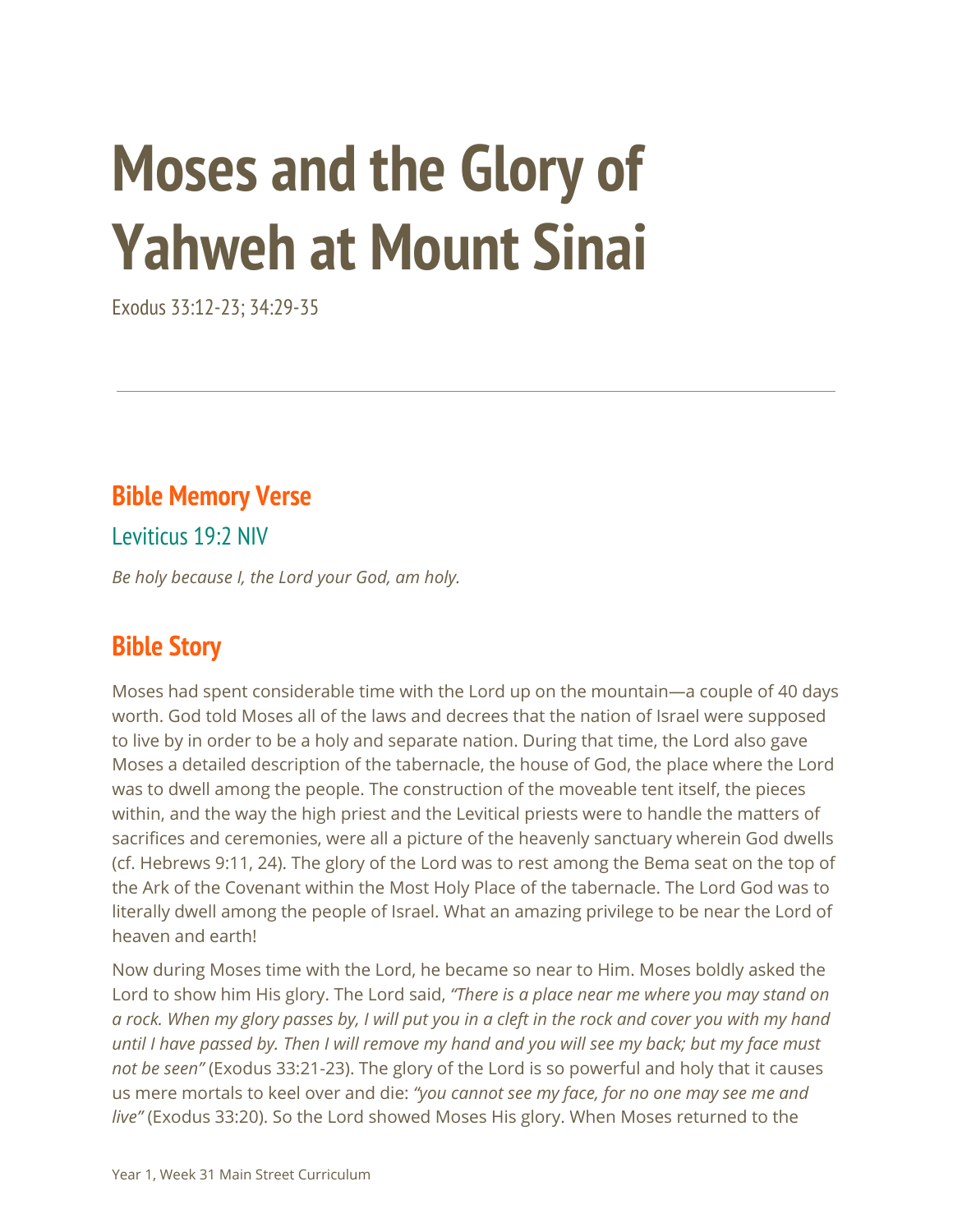# Moses and the Glory of Yahweh at Mount Sinai

Exodus 33:12-23; 34:29-35

---

## Bible Memory Verse

### Leviticus 19:2 NIV

*Be holy because I, the Lord your God, am holy.*

## Bible Story

Moses had spent considerable time with the Lord up on the mountain—a couple of 40 days worth. God told Moses all of the laws and decrees that the nation of Israel were supposed to live by in order to be a holy and separate nation. During that time, the Lord also gave Moses a detailed description of the tabernacle, the house of God, the place where the Lord was to dwell among the people. The construction of the moveable tent itself, the pieces within, and the way the high priest and the Levitical priests were to handle the matters of sacrifices and ceremonies, were all a picture of the heavenly sanctuary wherein God dwells (cf. Hebrews 9:11, 24). The glory of the Lord was to rest among the Bema seat on the top of the Ark of the Covenant within the Most Holy Place of the tabernacle. The Lord God was to literally dwell among the people of Israel. What an amazing privilege to be near the Lord of heaven and earth!

Now during Moses time with the Lord, he became so near to Him. Moses boldly asked the Lord to show him His glory. The Lord said, *"There is a place near me where you may stand on a rock. When my glory passes by, I will put you in a cleft in the rock and cover you with my hand until I have passed by. Then I will remove my hand and you will see my back; but my face must not be seen"* (Exodus 33:21-23). The glory of the Lord is so powerful and holy that it causes us mere mortals to keel over and die: *"you cannot see my face, for no one may see me and live"* (Exodus 33:20). So the Lord showed Moses His glory. When Moses returned to the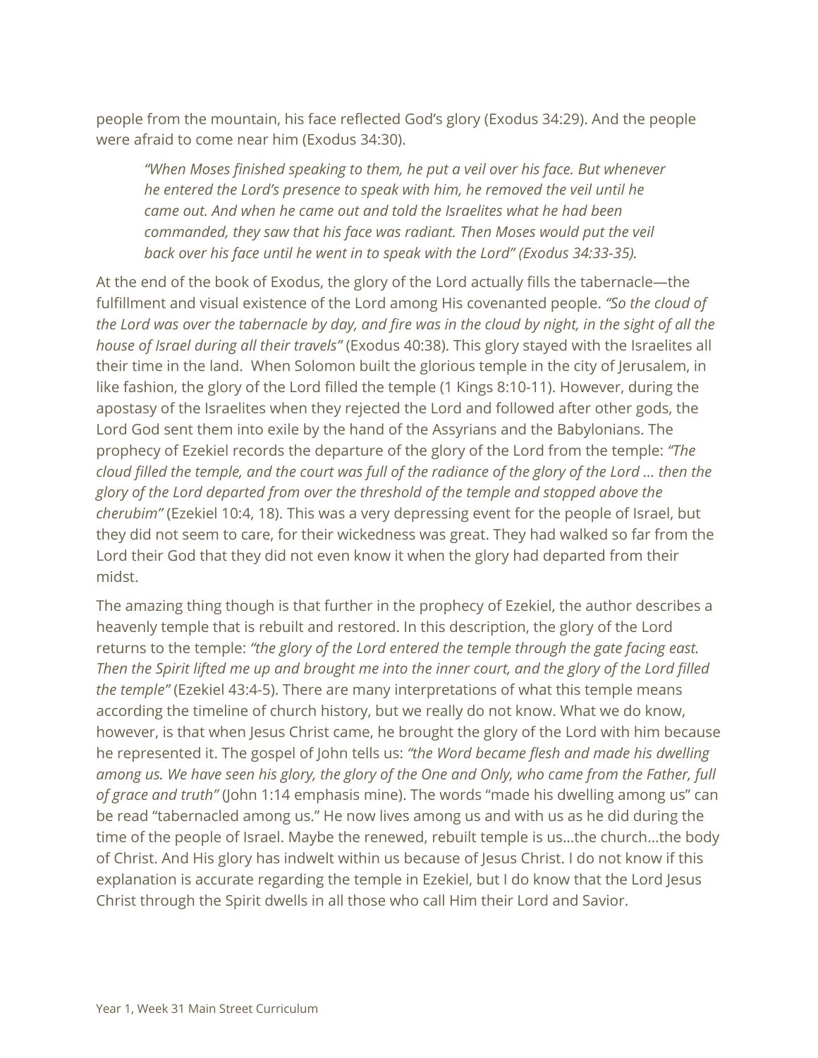people from the mountain, his face reflected God's glory (Exodus 34:29). And the people were afraid to come near him (Exodus 34:30).

> *"When Moses finished speaking to them, he put a veil over his face. But whenever he entered the Lord's presence to speak with him, he removed the veil until he came out. And when he came out and told the Israelites what he had been commanded, they saw that his face was radiant. Then Moses would put the veil back over his face until he went in to speak with the Lord" (Exodus 34:33-35).*

At the end of the book of Exodus, the glory of the Lord actually fills the tabernacle—the fulfillment and visual existence of the Lord among His covenanted people. *"So the cloud of the Lord was over the tabernacle by day, and fire was in the cloud by night, in the sight of all the house of Israel during all their travels"* (Exodus 40:38). This glory stayed with the Israelites all their time in the land. When Solomon built the glorious temple in the city of Jerusalem, in like fashion, the glory of the Lord filled the temple (1 Kings 8:10-11). However, during the apostasy of the Israelites when they rejected the Lord and followed after other gods, the Lord God sent them into exile by the hand of the Assyrians and the Babylonians. The prophecy of Ezekiel records the departure of the glory of the Lord from the temple: *"The cloud filled the temple, and the court was full of the radiance of the glory of the Lord … then the glory of the Lord departed from over the threshold of the temple and stopped above the cherubim"* (Ezekiel 10:4, 18). This was a very depressing event for the people of Israel, but they did not seem to care, for their wickedness was great. They had walked so far from the Lord their God that they did not even know it when the glory had departed from their midst.

The amazing thing though is that further in the prophecy of Ezekiel, the author describes a heavenly temple that is rebuilt and restored. In this description, the glory of the Lord returns to the temple: *"the glory of the Lord entered the temple through the gate facing east. Then the Spirit lifted me up and brought me into the inner court, and the glory of the Lord filled the temple"* (Ezekiel 43:4-5). There are many interpretations of what this temple means according the timeline of church history, but we really do not know. What we do know, however, is that when Jesus Christ came, he brought the glory of the Lord with him because he represented it. The gospel of John tells us: *"the Word became flesh and made his dwelling among us. We have seen his glory, the glory of the One and Only, who came from the Father, full of grace and truth"* (John 1:14 emphasis mine). The words "made his dwelling among us" can be read "tabernacled among us." He now lives among us and with us as he did during the time of the people of Israel. Maybe the renewed, rebuilt temple is us…the church…the body of Christ. And His glory has indwelt within us because of Jesus Christ. I do not know if this explanation is accurate regarding the temple in Ezekiel, but I do know that the Lord Jesus Christ through the Spirit dwells in all those who call Him their Lord and Savior.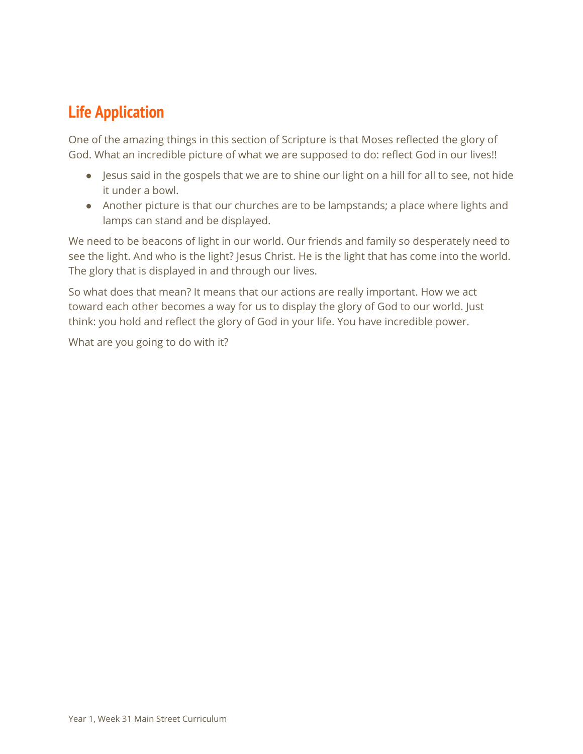## Life Application

One of the amazing things in this section of Scripture is that Moses reflected the glory of God. What an incredible picture of what we are supposed to do: reflect God in our lives!!

- Jesus said in the gospels that we are to shine our light on a hill for all to see, not hide it under a bowl.
- Another picture is that our churches are to be lampstands; a place where lights and lamps can stand and be displayed.

We need to be beacons of light in our world. Our friends and family so desperately need to see the light. And who is the light? Jesus Christ. He is the light that has come into the world. The glory that is displayed in and through our lives.

So what does that mean? It means that our actions are really important. How we act toward each other becomes a way for us to display the glory of God to our world. Just think: you hold and reflect the glory of God in your life. You have incredible power.

What are you going to do with it?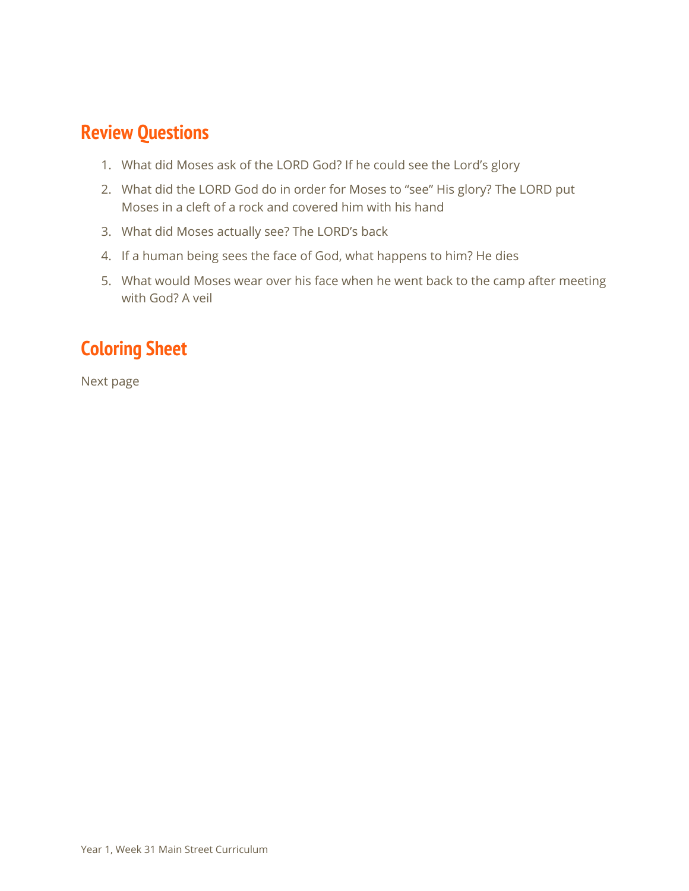## Review Questions

1. What did Moses ask of the LORD God? If he could see the Lord's glory
2. What did the LORD God do in order for Moses to "see" His glory? The LORD put Moses in a cleft of a rock and covered him with his hand
3. What did Moses actually see? The LORD's back
4. If a human being sees the face of God, what happens to him? He dies
5. What would Moses wear over his face when he went back to the camp after meeting with God? A veil

## Coloring Sheet

Next page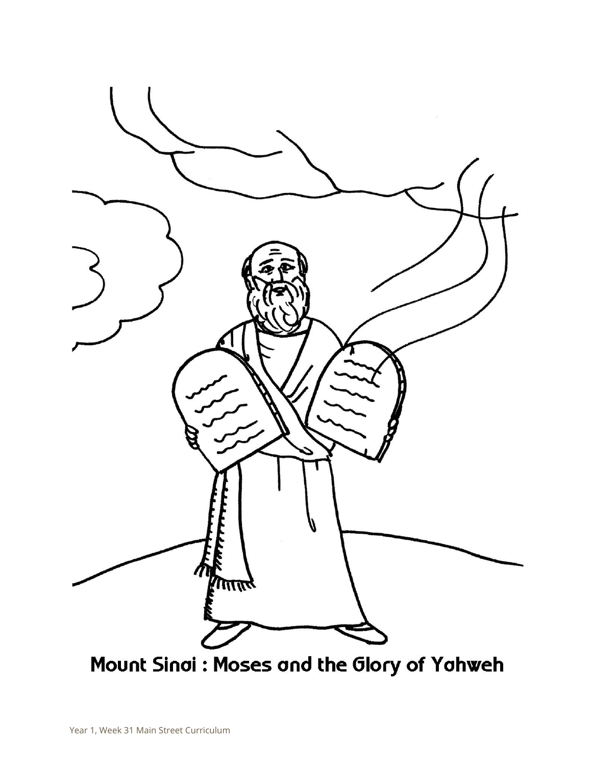Mount Sinai : Moses and the Glory of Yahweh